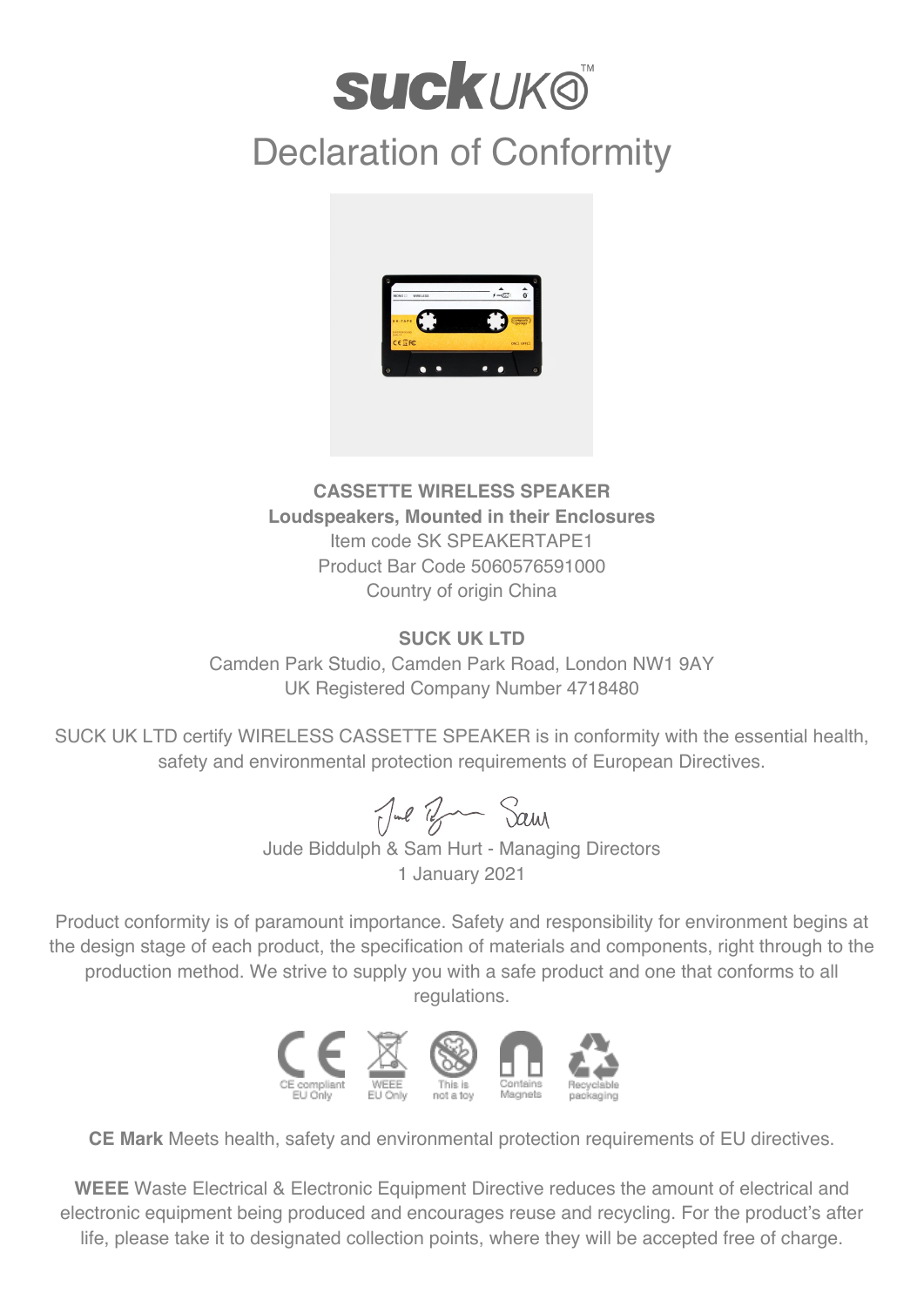# suck UK™

## Declaration of Conformity

**CASSETTE WIRELESS SPEAKER**
**Loudspeakers, Mounted in their Enclosures**
Item code SK SPEAKERTAPE1
Product Bar Code 5060576591000
Country of origin China

**SUCK UK LTD**
Camden Park Studio, Camden Park Road, London NW1 9AY
UK Registered Company Number 4718480

SUCK UK LTD certify WIRELESS CASSETTE SPEAKER is in conformity with the essential health, safety and environmental protection requirements of European Directives.

Jude Biddulph & Sam Hurt - Managing Directors
1 January 2021

Product conformity is of paramount importance. Safety and responsibility for environment begins at the design stage of each product, the specification of materials and components, right through to the production method. We strive to supply you with a safe product and one that conforms to all regulations.

CE compliant EU Only | WEEE EU Only | This is not a toy | Contains Magnets | Recyclable packaging

**CE Mark** Meets health, safety and environmental protection requirements of EU directives.

**WEEE** Waste Electrical & Electronic Equipment Directive reduces the amount of electrical and electronic equipment being produced and encourages reuse and recycling. For the product's after life, please take it to designated collection points, where they will be accepted free of charge.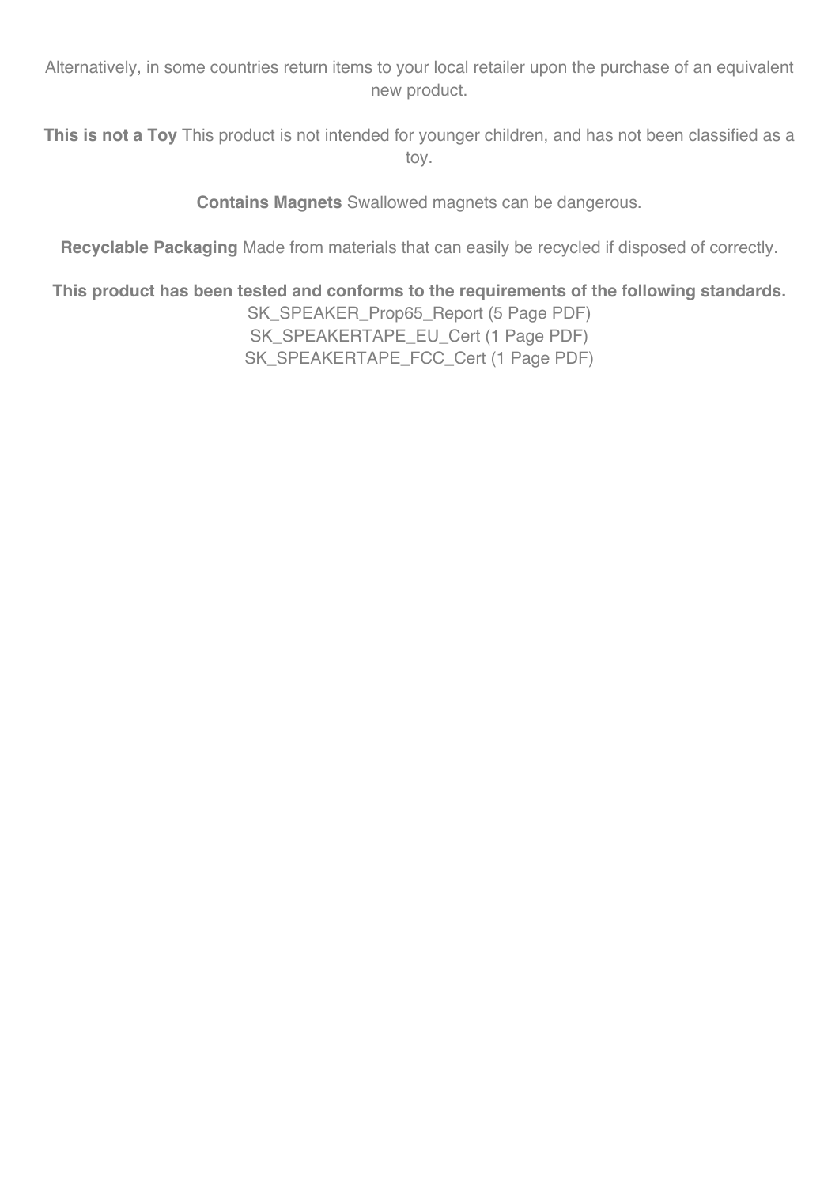Alternatively, in some countries return items to your local retailer upon the purchase of an equivalent new product.

**This is not a Toy** This product is not intended for younger children, and has not been classified as a toy.

**Contains Magnets** Swallowed magnets can be dangerous.

**Recyclable Packaging** Made from materials that can easily be recycled if disposed of correctly.

**This product has been tested and conforms to the requirements of the following standards.**

SK_SPEAKER_Prop65_Report (5 Page PDF)
SK_SPEAKERTAPE_EU_Cert (1 Page PDF)
SK_SPEAKERTAPE_FCC_Cert (1 Page PDF)